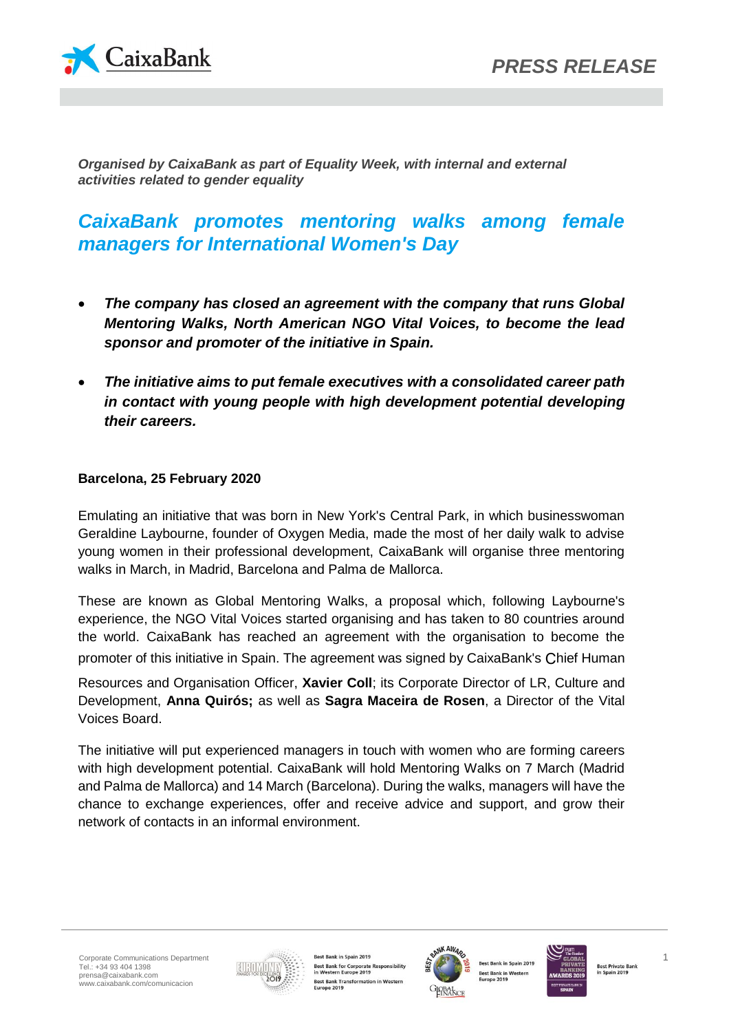*PRESS RELEASE*

***Organised by CaixaBank as part of Equality Week, with internal and external activities related to gender equality***

# *CaixaBank promotes mentoring walks among female managers for International Women's Day*

- ***The company has closed an agreement with the company that runs Global Mentoring Walks, North American NGO Vital Voices, to become the lead sponsor and promoter of the initiative in Spain.***
- ***The initiative aims to put female executives with a consolidated career path in contact with young people with high development potential developing their careers.***

**Barcelona, 25 February 2020**

Emulating an initiative that was born in New York's Central Park, in which businesswoman Geraldine Laybourne, founder of Oxygen Media, made the most of her daily walk to advise young women in their professional development, CaixaBank will organise three mentoring walks in March, in Madrid, Barcelona and Palma de Mallorca.

These are known as Global Mentoring Walks, a proposal which, following Laybourne's experience, the NGO Vital Voices started organising and has taken to 80 countries around the world. CaixaBank has reached an agreement with the organisation to become the promoter of this initiative in Spain. The agreement was signed by CaixaBank's Chief Human Resources and Organisation Officer, **Xavier Coll**; its Corporate Director of LR, Culture and Development, **Anna Quirós;** as well as **Sagra Maceira de Rosen**, a Director of the Vital Voices Board.

The initiative will put experienced managers in touch with women who are forming careers with high development potential. CaixaBank will hold Mentoring Walks on 7 March (Madrid and Palma de Mallorca) and 14 March (Barcelona). During the walks, managers will have the chance to exchange experiences, offer and receive advice and support, and grow their network of contacts in an informal environment.

Corporate Communications Department
Tel.: +34 93 404 1398
prensa@caixabank.com
www.caixabank.com/comunicacion

Best Bank in Spain 2019
Best Bank for Corporate Responsibility in Western Europe 2019
Best Bank Transformation in Western Europe 2019

Best Bank in Spain 2019
Best Bank in Western Europe 2019

Best Private Bank in Spain 2019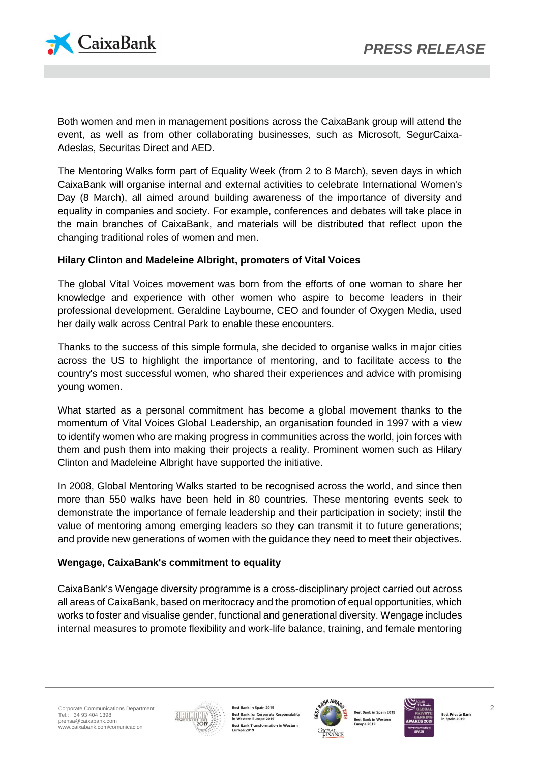Both women and men in management positions across the CaixaBank group will attend the event, as well as from other collaborating businesses, such as Microsoft, SegurCaixa-Adeslas, Securitas Direct and AED.

The Mentoring Walks form part of Equality Week (from 2 to 8 March), seven days in which CaixaBank will organise internal and external activities to celebrate International Women's Day (8 March), all aimed around building awareness of the importance of diversity and equality in companies and society. For example, conferences and debates will take place in the main branches of CaixaBank, and materials will be distributed that reflect upon the changing traditional roles of women and men.

**Hilary Clinton and Madeleine Albright, promoters of Vital Voices**

The global Vital Voices movement was born from the efforts of one woman to share her knowledge and experience with other women who aspire to become leaders in their professional development. Geraldine Laybourne, CEO and founder of Oxygen Media, used her daily walk across Central Park to enable these encounters.

Thanks to the success of this simple formula, she decided to organise walks in major cities across the US to highlight the importance of mentoring, and to facilitate access to the country's most successful women, who shared their experiences and advice with promising young women.

What started as a personal commitment has become a global movement thanks to the momentum of Vital Voices Global Leadership, an organisation founded in 1997 with a view to identify women who are making progress in communities across the world, join forces with them and push them into making their projects a reality. Prominent women such as Hilary Clinton and Madeleine Albright have supported the initiative.

In 2008, Global Mentoring Walks started to be recognised across the world, and since then more than 550 walks have been held in 80 countries. These mentoring events seek to demonstrate the importance of female leadership and their participation in society; instil the value of mentoring among emerging leaders so they can transmit it to future generations; and provide new generations of women with the guidance they need to meet their objectives.

**Wengage, CaixaBank's commitment to equality**

CaixaBank's Wengage diversity programme is a cross-disciplinary project carried out across all areas of CaixaBank, based on meritocracy and the promotion of equal opportunities, which works to foster and visualise gender, functional and generational diversity. Wengage includes internal measures to promote flexibility and work-life balance, training, and female mentoring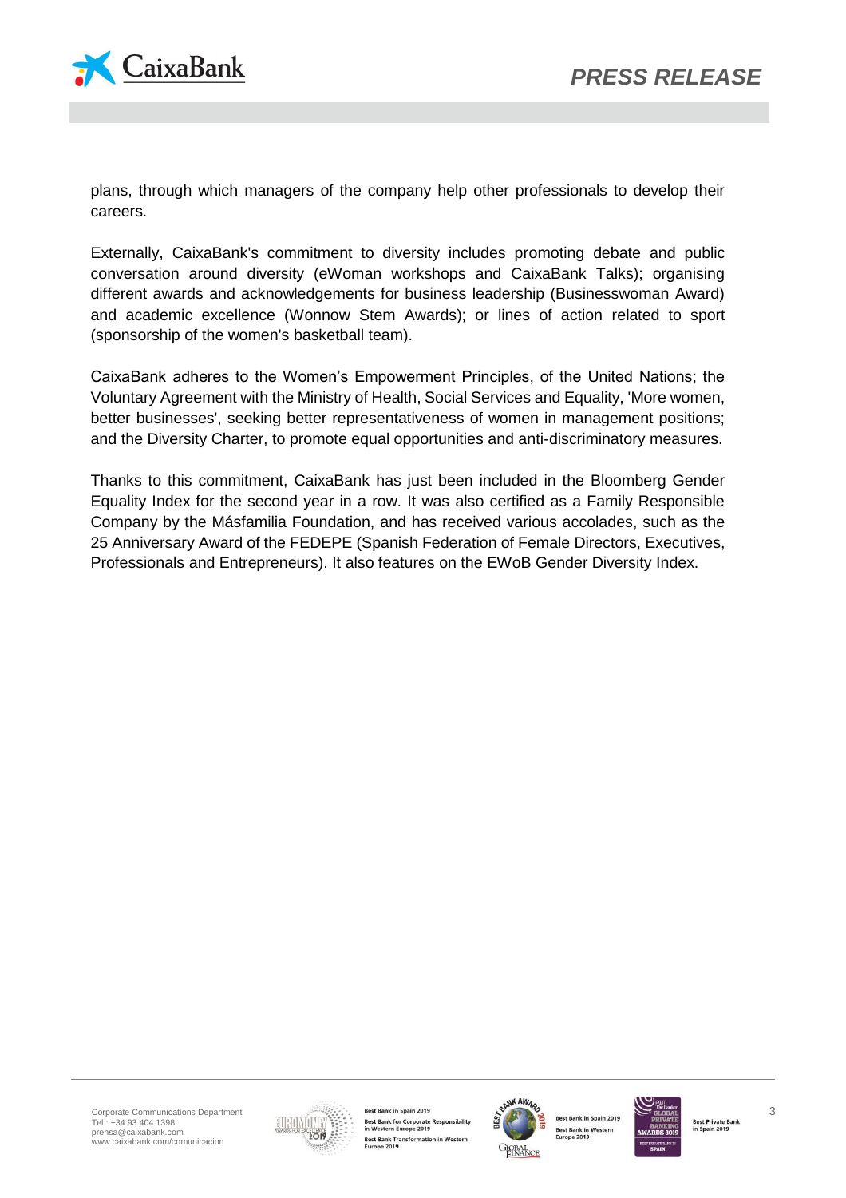plans, through which managers of the company help other professionals to develop their careers.

Externally, CaixaBank's commitment to diversity includes promoting debate and public conversation around diversity (eWoman workshops and CaixaBank Talks); organising different awards and acknowledgements for business leadership (Businesswoman Award) and academic excellence (Wonnow Stem Awards); or lines of action related to sport (sponsorship of the women's basketball team).

CaixaBank adheres to the Women's Empowerment Principles, of the United Nations; the Voluntary Agreement with the Ministry of Health, Social Services and Equality, 'More women, better businesses', seeking better representativeness of women in management positions; and the Diversity Charter, to promote equal opportunities and anti-discriminatory measures.

Thanks to this commitment, CaixaBank has just been included in the Bloomberg Gender Equality Index for the second year in a row. It was also certified as a Family Responsible Company by the Másfamilia Foundation, and has received various accolades, such as the 25 Anniversary Award of the FEDEPE (Spanish Federation of Female Directors, Executives, Professionals and Entrepreneurs). It also features on the EWoB Gender Diversity Index.

Corporate Communications Department
Tel.: +34 93 404 1398
prensa@caixabank.com
www.caixabank.com/comunicacion

Best Bank in Spain 2019
Best Bank for Corporate Responsibility in Western Europe 2019
Best Bank Transformation in Western Europe 2019

Best Bank in Spain 2019
Best Bank in Western Europe 2019

Best Private Bank in Spain 2019